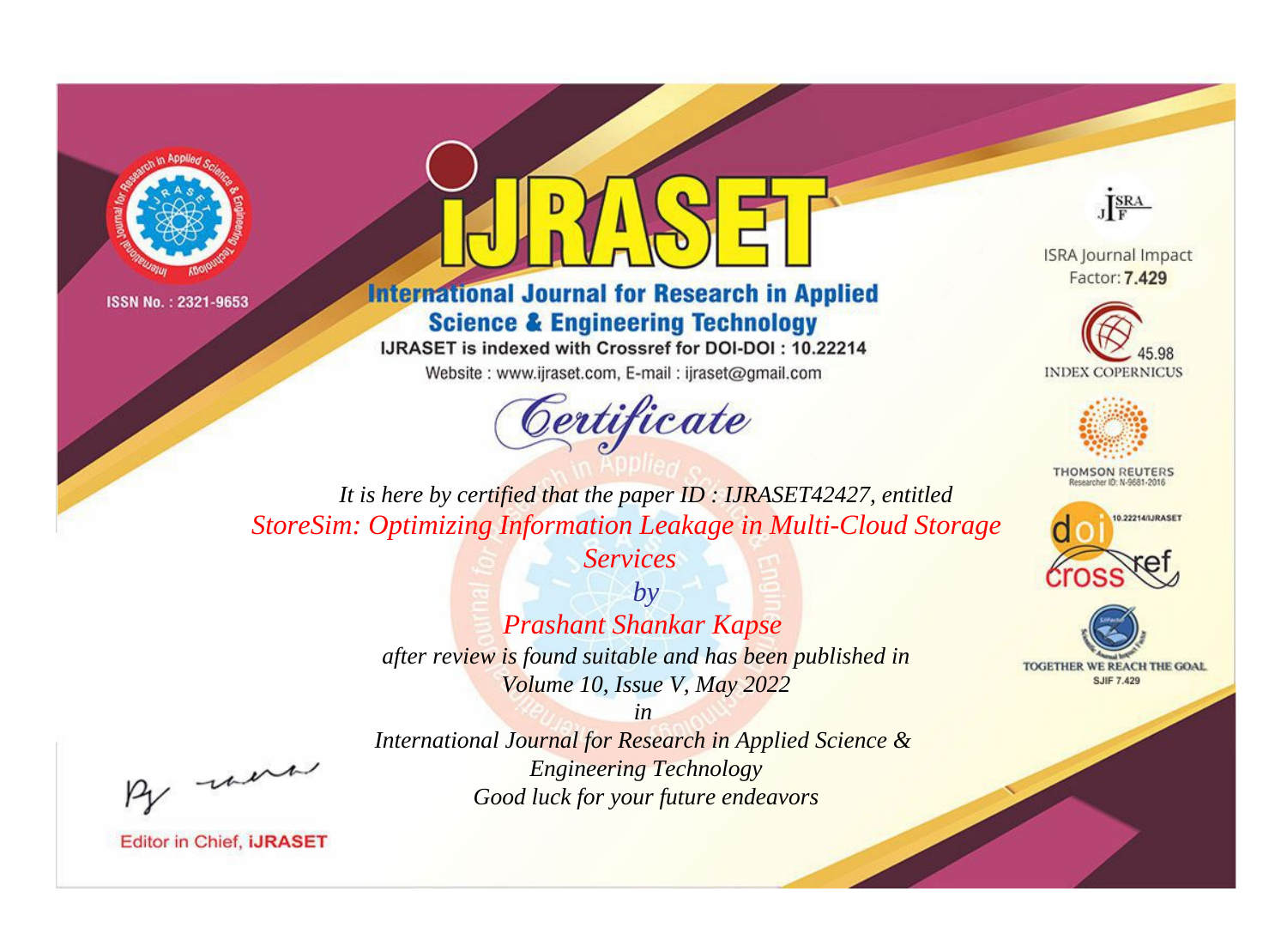ISSN No. : 2321-9653

# IJRASET

## International Journal for Research in Applied Science & Engineering Technology

IJRASET is indexed with Crossref for DOI-DOI : 10.22214

Website : www.ijraset.com, E-mail : ijraset@gmail.com

ISRA Journal Impact Factor: **7.429**

45.98 INDEX COPERNICUS

THOMSON REUTERS Researcher ID: N-9681-2016

10.22214/IJRASET

TOGETHER WE REACH THE GOAL SJIF 7.429

# *Certificate*

*It is here by certified that the paper ID : IJRASET42427, entitled*

*StoreSim: Optimizing Information Leakage in Multi-Cloud Storage Services*

*by*

*Prashant Shankar Kapse*

*after review is found suitable and has been published in*

*Volume 10, Issue V, May 2022*

*in*

*International Journal for Research in Applied Science & Engineering Technology*

*Good luck for your future endeavors*

Editor in Chief, IJRASET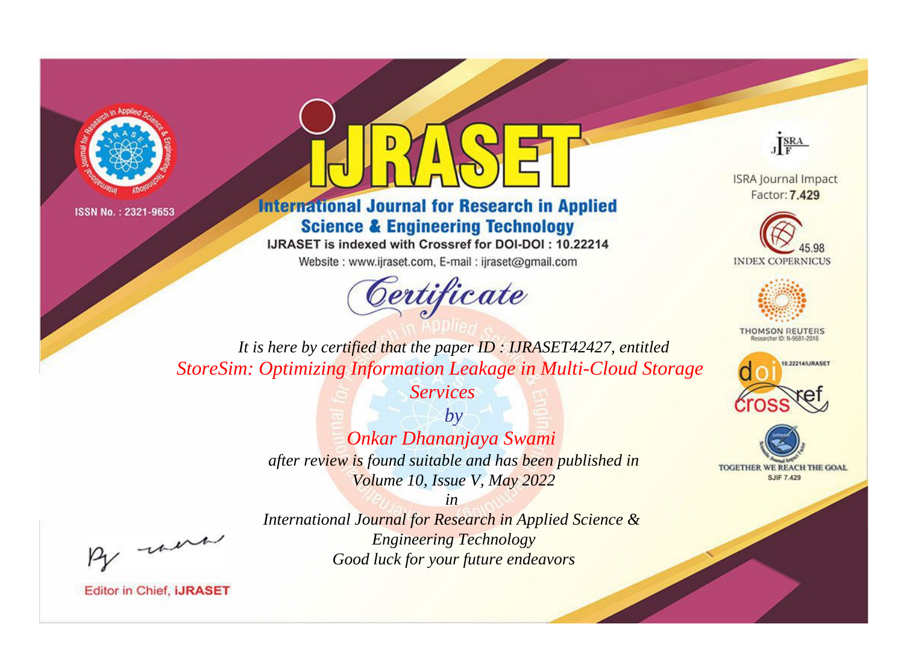ISSN No. : 2321-9653

# iJRASET

## International Journal for Research in Applied Science & Engineering Technology

IJRASET is indexed with Crossref for DOI-DOI : 10.22214

Website : www.ijraset.com, E-mail : ijraset@gmail.com

ISRA Journal Impact Factor: **7.429**

45.98 INDEX COPERNICUS

THOMSON REUTERS Researcher ID: N-9681-2016

10.22214/IJRASET

TOGETHER WE REACH THE GOAL SJIF 7.429

# *Certificate*

*It is here by certified that the paper ID : IJRASET42427, entitled*

*StoreSim: Optimizing Information Leakage in Multi-Cloud Storage Services*

*by*

*Onkar Dhananjaya Swami*

*after review is found suitable and has been published in*

*Volume 10, Issue V, May 2022*

*in*

*International Journal for Research in Applied Science & Engineering Technology*

*Good luck for your future endeavors*

Editor in Chief, **iJRASET**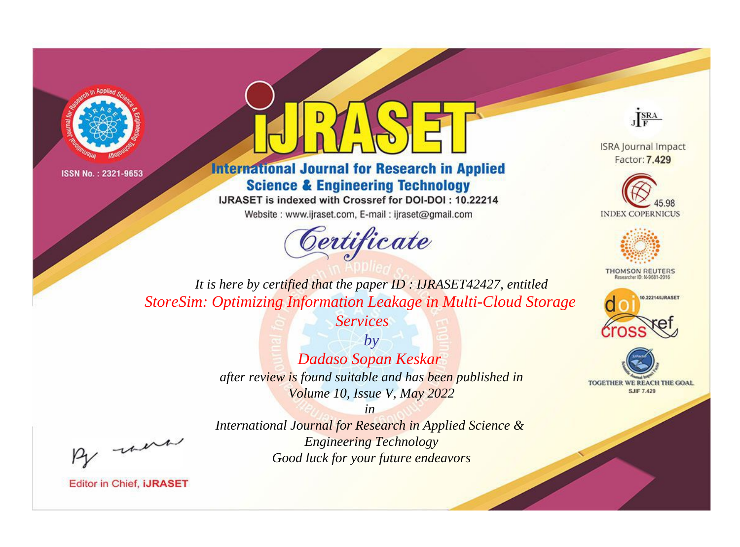ISSN No. : 2321-9653

# iJRASET

## International Journal for Research in Applied Science & Engineering Technology

IJRASET is indexed with Crossref for DOI-DOI : 10.22214

Website : www.ijraset.com, E-mail : ijraset@gmail.com

# Certificate

*It is here by certified that the paper ID : IJRASET42427, entitled*

*StoreSim: Optimizing Information Leakage in Multi-Cloud Storage Services*

*by*

*Dadaso Sopan Keskar*

*after review is found suitable and has been published in*

*Volume 10, Issue V, May 2022*

*in*

*International Journal for Research in Applied Science & Engineering Technology*

*Good luck for your future endeavors*

ISRA Journal Impact Factor: **7.429**

45.98 INDEX COPERNICUS

THOMSON REUTERS Researcher ID: N-9681-2016

10.22214/IJRASET

TOGETHER WE REACH THE GOAL SJIF 7.429

Editor in Chief, **iJRASET**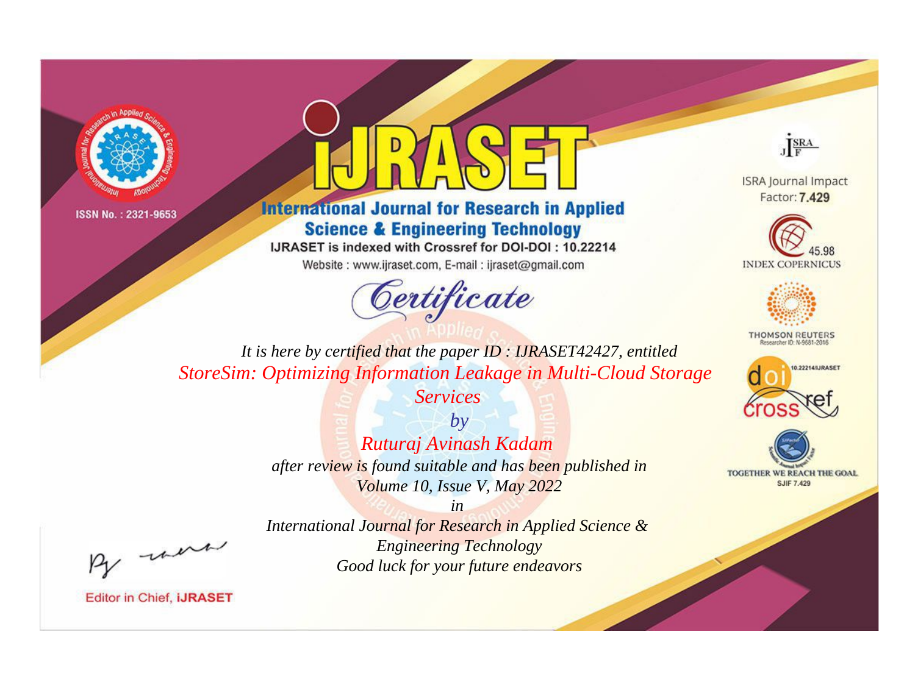ISSN No. : 2321-9653

# iJRASET

## International Journal for Research in Applied Science & Engineering Technology

IJRASET is indexed with Crossref for DOI-DOI : 10.22214

Website : www.ijraset.com, E-mail : ijraset@gmail.com

*Certificate*

*It is here by certified that the paper ID : IJRASET42427, entitled*

*StoreSim: Optimizing Information Leakage in Multi-Cloud Storage Services*

*by*

*Ruturaj Avinash Kadam*

*after review is found suitable and has been published in*

*Volume 10, Issue V, May 2022*

*in*

*International Journal for Research in Applied Science & Engineering Technology*

*Good luck for your future endeavors*

ISRA Journal Impact Factor: **7.429**

45.98 INDEX COPERNICUS

THOMSON REUTERS Researcher ID: N-9681-2016

10.22214/IJRASET

TOGETHER WE REACH THE GOAL SJIF 7.429

Editor in Chief, **iJRASET**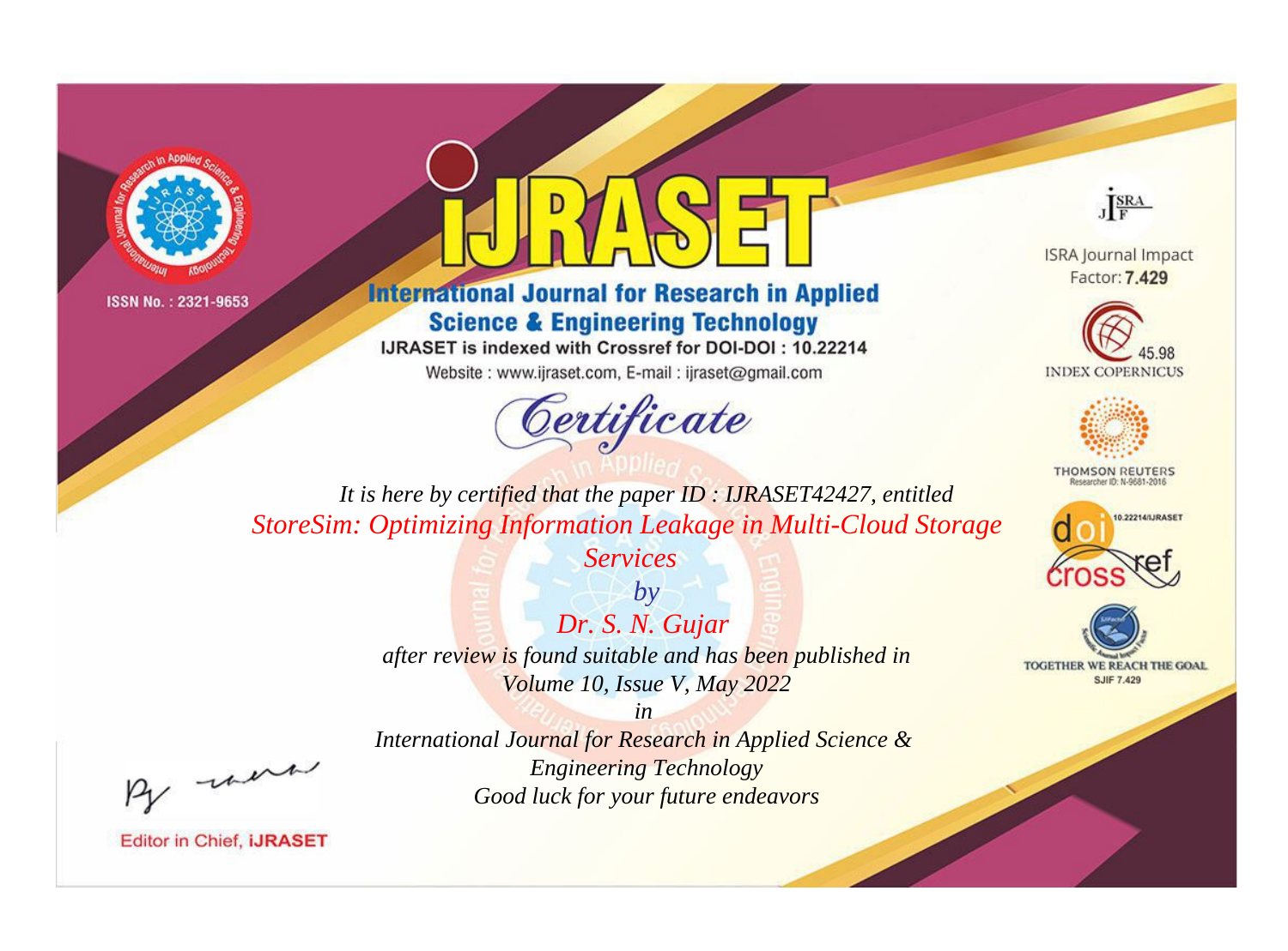ISSN No. : 2321-9653

# iJRASET

## International Journal for Research in Applied Science & Engineering Technology

IJRASET is indexed with Crossref for DOI-DOI : 10.22214

Website : www.ijraset.com, E-mail : ijraset@gmail.com

ISRA Journal Impact Factor: **7.429**

45.98 INDEX COPERNICUS

THOMSON REUTERS Researcher ID: N-9681-2016

10.22214/IJRASET

TOGETHER WE REACH THE GOAL SJIF 7.429

*Certificate*

*It is here by certified that the paper ID : IJRASET42427, entitled*

*StoreSim: Optimizing Information Leakage in Multi-Cloud Storage Services*

*by*

*Dr. S. N. Gujar*

*after review is found suitable and has been published in*

*Volume 10, Issue V, May 2022*

*in*

*International Journal for Research in Applied Science & Engineering Technology*

*Good luck for your future endeavors*

Editor in Chief, **iJRASET**